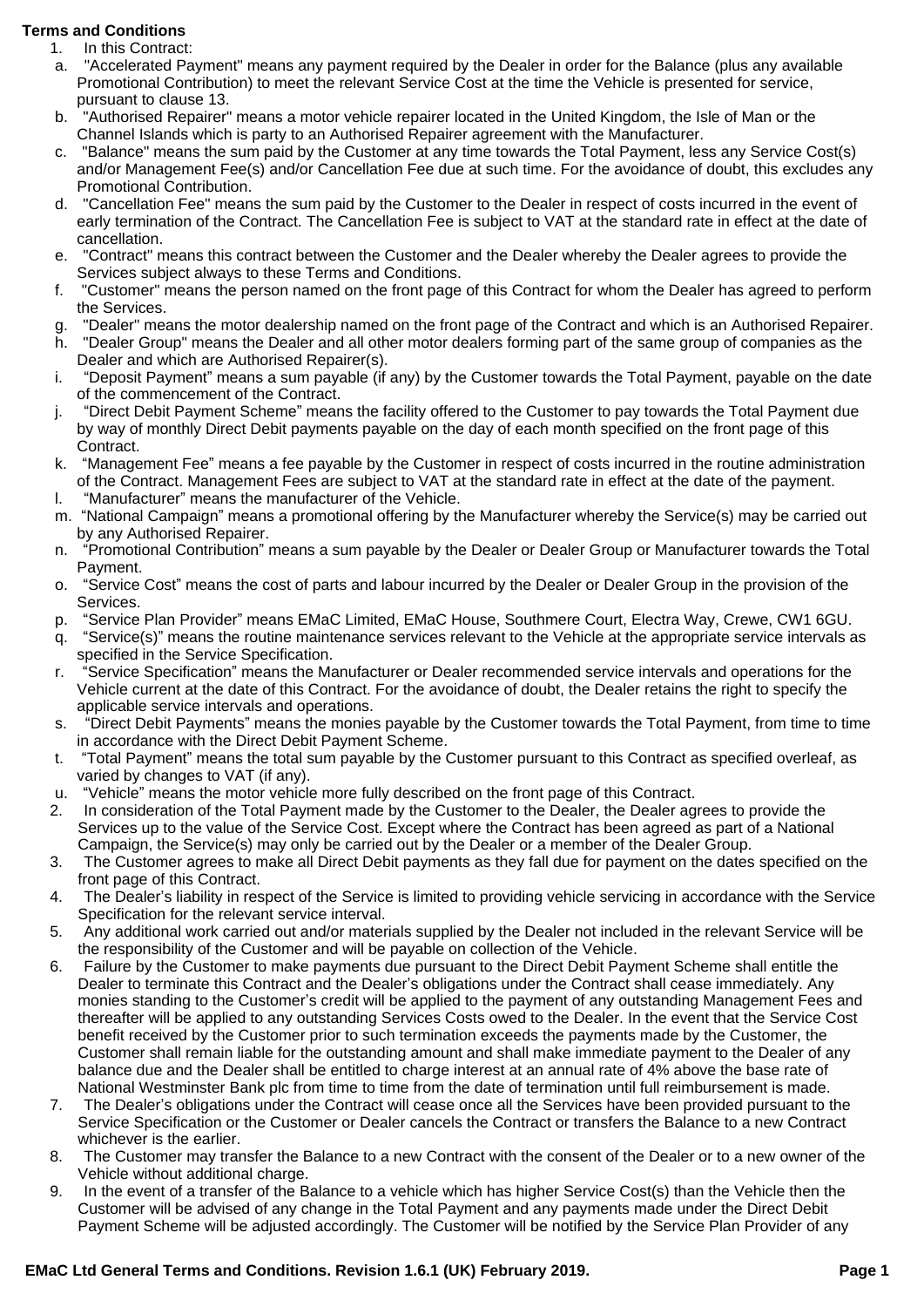**Terms and Conditions**

1. In this Contract:
   a. "Accelerated Payment" means any payment required by the Dealer in order for the Balance (plus any available Promotional Contribution) to meet the relevant Service Cost at the time the Vehicle is presented for service, pursuant to clause 13.
   b. "Authorised Repairer" means a motor vehicle repairer located in the United Kingdom, the Isle of Man or the Channel Islands which is party to an Authorised Repairer agreement with the Manufacturer.
   c. "Balance" means the sum paid by the Customer at any time towards the Total Payment, less any Service Cost(s) and/or Management Fee(s) and/or Cancellation Fee due at such time. For the avoidance of doubt, this excludes any Promotional Contribution.
   d. "Cancellation Fee" means the sum paid by the Customer to the Dealer in respect of costs incurred in the event of early termination of the Contract. The Cancellation Fee is subject to VAT at the standard rate in effect at the date of cancellation.
   e. "Contract" means this contract between the Customer and the Dealer whereby the Dealer agrees to provide the Services subject always to these Terms and Conditions.
   f. "Customer" means the person named on the front page of this Contract for whom the Dealer has agreed to perform the Services.
   g. "Dealer" means the motor dealership named on the front page of the Contract and which is an Authorised Repairer.
   h. "Dealer Group" means the Dealer and all other motor dealers forming part of the same group of companies as the Dealer and which are Authorised Repairer(s).
   i. "Deposit Payment" means a sum payable (if any) by the Customer towards the Total Payment, payable on the date of the commencement of the Contract.
   j. "Direct Debit Payment Scheme" means the facility offered to the Customer to pay towards the Total Payment due by way of monthly Direct Debit payments payable on the day of each month specified on the front page of this Contract.
   k. "Management Fee" means a fee payable by the Customer in respect of costs incurred in the routine administration of the Contract. Management Fees are subject to VAT at the standard rate in effect at the date of the payment.
   l. "Manufacturer" means the manufacturer of the Vehicle.
   m. "National Campaign" means a promotional offering by the Manufacturer whereby the Service(s) may be carried out by any Authorised Repairer.
   n. "Promotional Contribution" means a sum payable by the Dealer or Dealer Group or Manufacturer towards the Total Payment.
   o. "Service Cost" means the cost of parts and labour incurred by the Dealer or Dealer Group in the provision of the Services.
   p. "Service Plan Provider" means EMaC Limited, EMaC House, Southmere Court, Electra Way, Crewe, CW1 6GU.
   q. "Service(s)" means the routine maintenance services relevant to the Vehicle at the appropriate service intervals as specified in the Service Specification.
   r. "Service Specification" means the Manufacturer or Dealer recommended service intervals and operations for the Vehicle current at the date of this Contract. For the avoidance of doubt, the Dealer retains the right to specify the applicable service intervals and operations.
   s. "Direct Debit Payments" means the monies payable by the Customer towards the Total Payment, from time to time in accordance with the Direct Debit Payment Scheme.
   t. "Total Payment" means the total sum payable by the Customer pursuant to this Contract as specified overleaf, as varied by changes to VAT (if any).
   u. "Vehicle" means the motor vehicle more fully described on the front page of this Contract.
2. In consideration of the Total Payment made by the Customer to the Dealer, the Dealer agrees to provide the Services up to the value of the Service Cost. Except where the Contract has been agreed as part of a National Campaign, the Service(s) may only be carried out by the Dealer or a member of the Dealer Group.
3. The Customer agrees to make all Direct Debit payments as they fall due for payment on the dates specified on the front page of this Contract.
4. The Dealer's liability in respect of the Service is limited to providing vehicle servicing in accordance with the Service Specification for the relevant service interval.
5. Any additional work carried out and/or materials supplied by the Dealer not included in the relevant Service will be the responsibility of the Customer and will be payable on collection of the Vehicle.
6. Failure by the Customer to make payments due pursuant to the Direct Debit Payment Scheme shall entitle the Dealer to terminate this Contract and the Dealer's obligations under the Contract shall cease immediately. Any monies standing to the Customer's credit will be applied to the payment of any outstanding Management Fees and thereafter will be applied to any outstanding Services Costs owed to the Dealer. In the event that the Service Cost benefit received by the Customer prior to such termination exceeds the payments made by the Customer, the Customer shall remain liable for the outstanding amount and shall make immediate payment to the Dealer of any balance due and the Dealer shall be entitled to charge interest at an annual rate of 4% above the base rate of National Westminster Bank plc from time to time from the date of termination until full reimbursement is made.
7. The Dealer's obligations under the Contract will cease once all the Services have been provided pursuant to the Service Specification or the Customer or Dealer cancels the Contract or transfers the Balance to a new Contract whichever is the earlier.
8. The Customer may transfer the Balance to a new Contract with the consent of the Dealer or to a new owner of the Vehicle without additional charge.
9. In the event of a transfer of the Balance to a vehicle which has higher Service Cost(s) than the Vehicle then the Customer will be advised of any change in the Total Payment and any payments made under the Direct Debit Payment Scheme will be adjusted accordingly. The Customer will be notified by the Service Plan Provider of any

**EMaC Ltd General Terms and Conditions. Revision 1.6.1 (UK) February 2019.**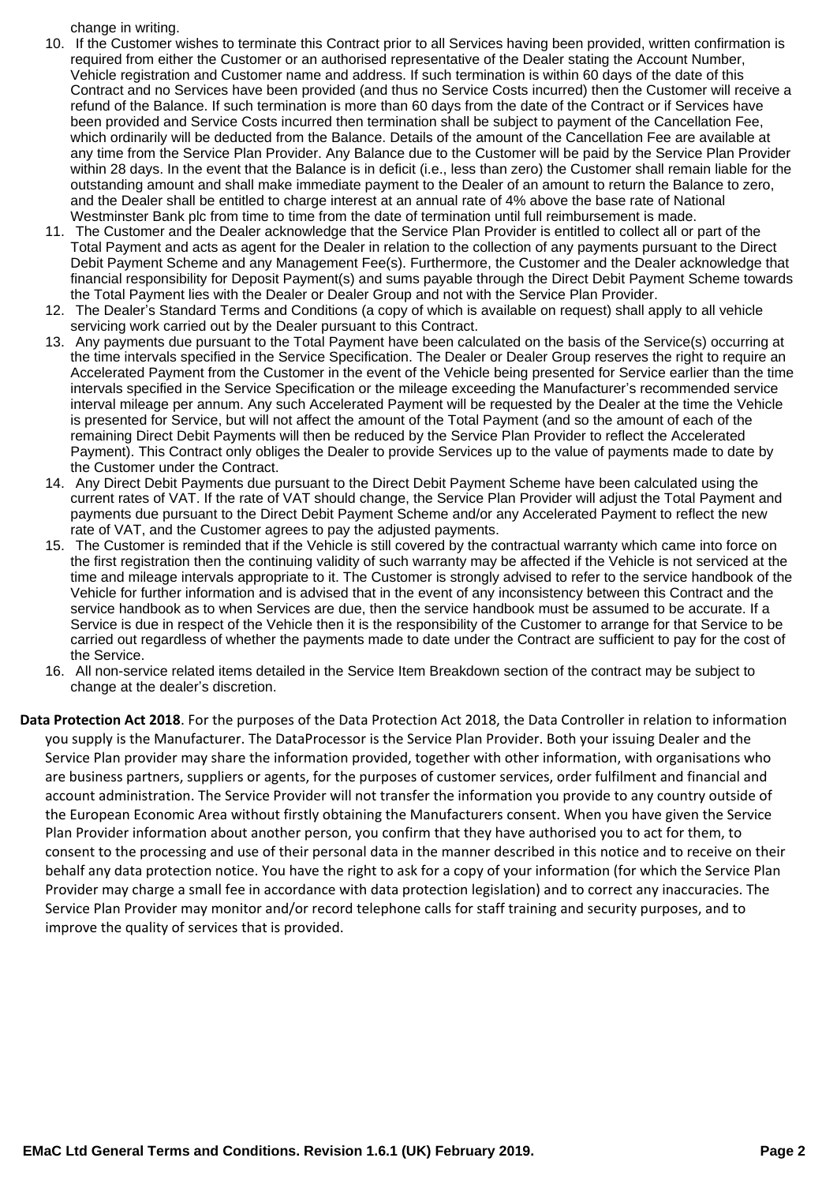change in writing.

10. If the Customer wishes to terminate this Contract prior to all Services having been provided, written confirmation is required from either the Customer or an authorised representative of the Dealer stating the Account Number, Vehicle registration and Customer name and address. If such termination is within 60 days of the date of this Contract and no Services have been provided (and thus no Service Costs incurred) then the Customer will receive a refund of the Balance. If such termination is more than 60 days from the date of the Contract or if Services have been provided and Service Costs incurred then termination shall be subject to payment of the Cancellation Fee, which ordinarily will be deducted from the Balance. Details of the amount of the Cancellation Fee are available at any time from the Service Plan Provider. Any Balance due to the Customer will be paid by the Service Plan Provider within 28 days. In the event that the Balance is in deficit (i.e., less than zero) the Customer shall remain liable for the outstanding amount and shall make immediate payment to the Dealer of an amount to return the Balance to zero, and the Dealer shall be entitled to charge interest at an annual rate of 4% above the base rate of National Westminster Bank plc from time to time from the date of termination until full reimbursement is made.
11. The Customer and the Dealer acknowledge that the Service Plan Provider is entitled to collect all or part of the Total Payment and acts as agent for the Dealer in relation to the collection of any payments pursuant to the Direct Debit Payment Scheme and any Management Fee(s). Furthermore, the Customer and the Dealer acknowledge that financial responsibility for Deposit Payment(s) and sums payable through the Direct Debit Payment Scheme towards the Total Payment lies with the Dealer or Dealer Group and not with the Service Plan Provider.
12. The Dealer's Standard Terms and Conditions (a copy of which is available on request) shall apply to all vehicle servicing work carried out by the Dealer pursuant to this Contract.
13. Any payments due pursuant to the Total Payment have been calculated on the basis of the Service(s) occurring at the time intervals specified in the Service Specification. The Dealer or Dealer Group reserves the right to require an Accelerated Payment from the Customer in the event of the Vehicle being presented for Service earlier than the time intervals specified in the Service Specification or the mileage exceeding the Manufacturer's recommended service interval mileage per annum. Any such Accelerated Payment will be requested by the Dealer at the time the Vehicle is presented for Service, but will not affect the amount of the Total Payment (and so the amount of each of the remaining Direct Debit Payments will then be reduced by the Service Plan Provider to reflect the Accelerated Payment). This Contract only obliges the Dealer to provide Services up to the value of payments made to date by the Customer under the Contract.
14. Any Direct Debit Payments due pursuant to the Direct Debit Payment Scheme have been calculated using the current rates of VAT. If the rate of VAT should change, the Service Plan Provider will adjust the Total Payment and payments due pursuant to the Direct Debit Payment Scheme and/or any Accelerated Payment to reflect the new rate of VAT, and the Customer agrees to pay the adjusted payments.
15. The Customer is reminded that if the Vehicle is still covered by the contractual warranty which came into force on the first registration then the continuing validity of such warranty may be affected if the Vehicle is not serviced at the time and mileage intervals appropriate to it. The Customer is strongly advised to refer to the service handbook of the Vehicle for further information and is advised that in the event of any inconsistency between this Contract and the service handbook as to when Services are due, then the service handbook must be assumed to be accurate. If a Service is due in respect of the Vehicle then it is the responsibility of the Customer to arrange for that Service to be carried out regardless of whether the payments made to date under the Contract are sufficient to pay for the cost of the Service.
16. All non-service related items detailed in the Service Item Breakdown section of the contract may be subject to change at the dealer's discretion.

**Data Protection Act 2018**. For the purposes of the Data Protection Act 2018, the Data Controller in relation to information you supply is the Manufacturer. The DataProcessor is the Service Plan Provider. Both your issuing Dealer and the Service Plan provider may share the information provided, together with other information, with organisations who are business partners, suppliers or agents, for the purposes of customer services, order fulfilment and financial and account administration. The Service Provider will not transfer the information you provide to any country outside of the European Economic Area without firstly obtaining the Manufacturers consent. When you have given the Service Plan Provider information about another person, you confirm that they have authorised you to act for them, to consent to the processing and use of their personal data in the manner described in this notice and to receive on their behalf any data protection notice. You have the right to ask for a copy of your information (for which the Service Plan Provider may charge a small fee in accordance with data protection legislation) and to correct any inaccuracies. The Service Plan Provider may monitor and/or record telephone calls for staff training and security purposes, and to improve the quality of services that is provided.

**EMaC Ltd General Terms and Conditions. Revision 1.6.1 (UK) February 2019.**